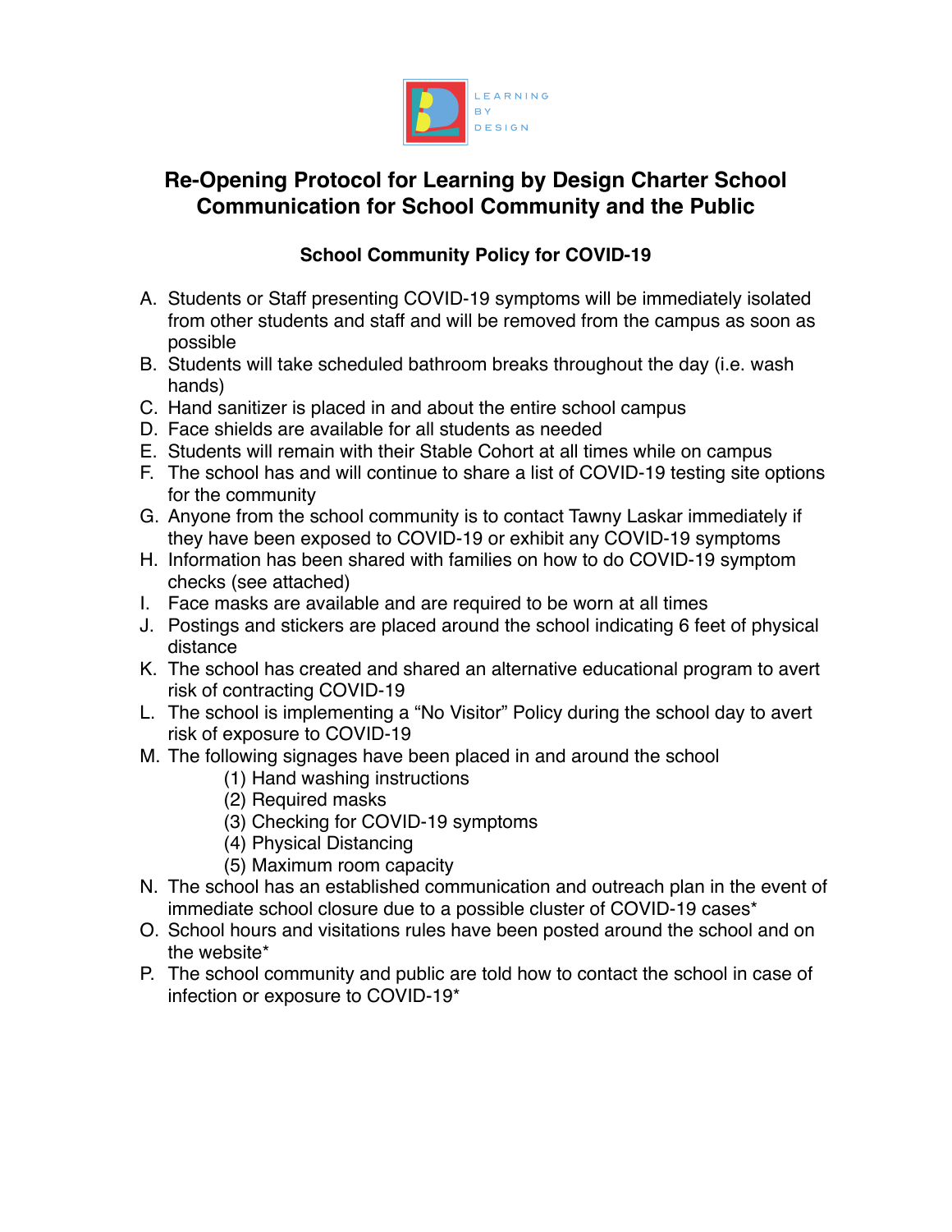LEARNING BY DESIGN

# Re-Opening Protocol for Learning by Design Charter School
# Communication for School Community and the Public

## School Community Policy for COVID-19

A. Students or Staff presenting COVID-19 symptoms will be immediately isolated from other students and staff and will be removed from the campus as soon as possible
B. Students will take scheduled bathroom breaks throughout the day (i.e. wash hands)
C. Hand sanitizer is placed in and about the entire school campus
D. Face shields are available for all students as needed
E. Students will remain with their Stable Cohort at all times while on campus
F. The school has and will continue to share a list of COVID-19 testing site options for the community
G. Anyone from the school community is to contact Tawny Laskar immediately if they have been exposed to COVID-19 or exhibit any COVID-19 symptoms
H. Information has been shared with families on how to do COVID-19 symptom checks (see attached)
I. Face masks are available and are required to be worn at all times
J. Postings and stickers are placed around the school indicating 6 feet of physical distance
K. The school has created and shared an alternative educational program to avert risk of contracting COVID-19
L. The school is implementing a "No Visitor" Policy during the school day to avert risk of exposure to COVID-19
M. The following signages have been placed in and around the school
    (1) Hand washing instructions
    (2) Required masks
    (3) Checking for COVID-19 symptoms
    (4) Physical Distancing
    (5) Maximum room capacity
N. The school has an established communication and outreach plan in the event of immediate school closure due to a possible cluster of COVID-19 cases*
O. School hours and visitations rules have been posted around the school and on the website*
P. The school community and public are told how to contact the school in case of infection or exposure to COVID-19*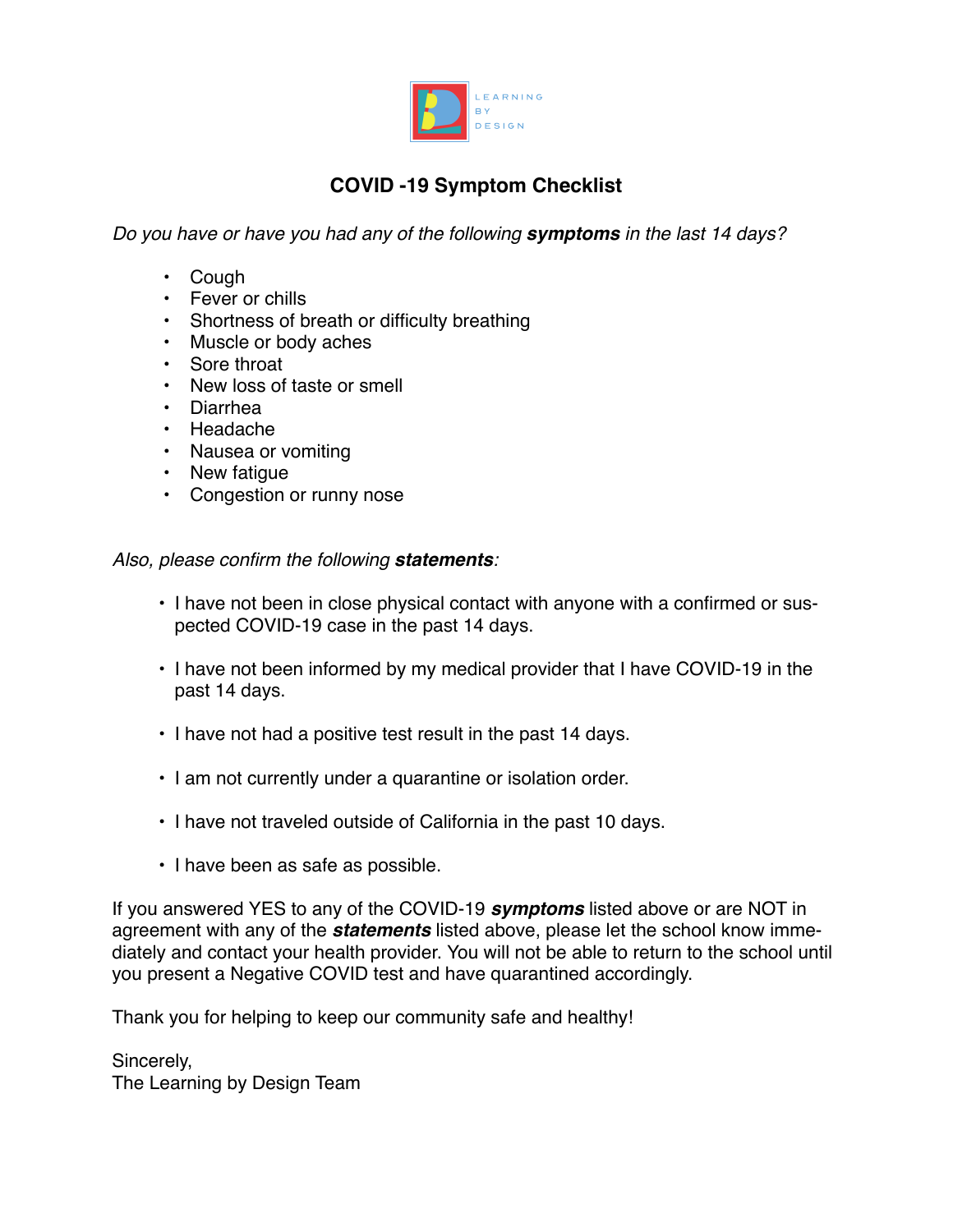LEARNING BY DESIGN

# COVID -19 Symptom Checklist

*Do you have or have you had any of the following **symptoms** in the last 14 days?*

- Cough
- Fever or chills
- Shortness of breath or difficulty breathing
- Muscle or body aches
- Sore throat
- New loss of taste or smell
- Diarrhea
- Headache
- Nausea or vomiting
- New fatigue
- Congestion or runny nose

*Also, please confirm the following **statements**:*

- I have not been in close physical contact with anyone with a confirmed or suspected COVID-19 case in the past 14 days.
- I have not been informed by my medical provider that I have COVID-19 in the past 14 days.
- I have not had a positive test result in the past 14 days.
- I am not currently under a quarantine or isolation order.
- I have not traveled outside of California in the past 10 days.
- I have been as safe as possible.

If you answered YES to any of the COVID-19 ***symptoms*** listed above or are NOT in agreement with any of the ***statements*** listed above, please let the school know immediately and contact your health provider. You will not be able to return to the school until you present a Negative COVID test and have quarantined accordingly.

Thank you for helping to keep our community safe and healthy!

Sincerely,
The Learning by Design Team